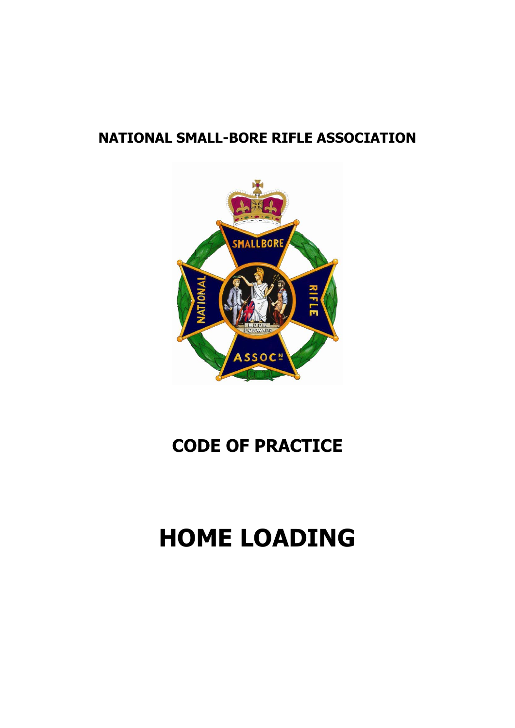# NATIONAL SMALL-BORE RIFLE ASSOCIATION

# CODE OF PRACTICE

# HOME LOADING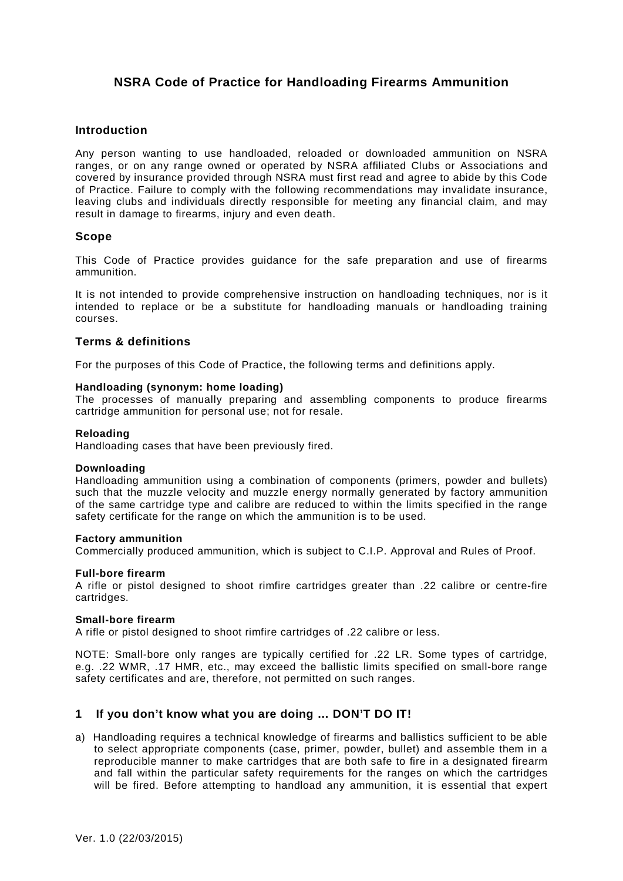# NSRA Code of Practice for Handloading Firearms Ammunition

## Introduction

Any person wanting to use handloaded, reloaded or downloaded ammunition on NSRA ranges, or on any range owned or operated by NSRA affiliated Clubs or Associations and covered by insurance provided through NSRA must first read and agree to abide by this Code of Practice. Failure to comply with the following recommendations may invalidate insurance, leaving clubs and individuals directly responsible for meeting any financial claim, and may result in damage to firearms, injury and even death.

## Scope

This Code of Practice provides guidance for the safe preparation and use of firearms ammunition.

It is not intended to provide comprehensive instruction on handloading techniques, nor is it intended to replace or be a substitute for handloading manuals or handloading training courses.

## Terms & definitions

For the purposes of this Code of Practice, the following terms and definitions apply.

**Handloading (synonym: home loading)**
The processes of manually preparing and assembling components to produce firearms cartridge ammunition for personal use; not for resale.

**Reloading**
Handloading cases that have been previously fired.

**Downloading**
Handloading ammunition using a combination of components (primers, powder and bullets) such that the muzzle velocity and muzzle energy normally generated by factory ammunition of the same cartridge type and calibre are reduced to within the limits specified in the range safety certificate for the range on which the ammunition is to be used.

**Factory ammunition**
Commercially produced ammunition, which is subject to C.I.P. Approval and Rules of Proof.

**Full-bore firearm**
A rifle or pistol designed to shoot rimfire cartridges greater than .22 calibre or centre-fire cartridges.

**Small-bore firearm**
A rifle or pistol designed to shoot rimfire cartridges of .22 calibre or less.

NOTE: Small-bore only ranges are typically certified for .22 LR. Some types of cartridge, e.g. .22 WMR, .17 HMR, etc., may exceed the ballistic limits specified on small-bore range safety certificates and are, therefore, not permitted on such ranges.

## 1 If you don’t know what you are doing … DON’T DO IT!

a) Handloading requires a technical knowledge of firearms and ballistics sufficient to be able to select appropriate components (case, primer, powder, bullet) and assemble them in a reproducible manner to make cartridges that are both safe to fire in a designated firearm and fall within the particular safety requirements for the ranges on which the cartridges will be fired. Before attempting to handload any ammunition, it is essential that expert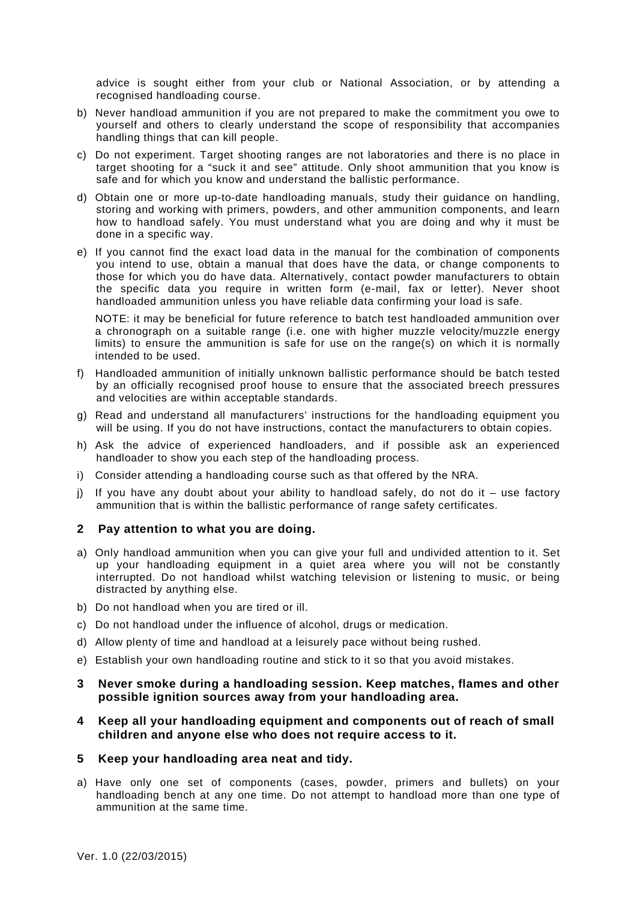advice is sought either from your club or National Association, or by attending a recognised handloading course.

b) Never handload ammunition if you are not prepared to make the commitment you owe to yourself and others to clearly understand the scope of responsibility that accompanies handling things that can kill people.

c) Do not experiment. Target shooting ranges are not laboratories and there is no place in target shooting for a "suck it and see" attitude. Only shoot ammunition that you know is safe and for which you know and understand the ballistic performance.

d) Obtain one or more up-to-date handloading manuals, study their guidance on handling, storing and working with primers, powders, and other ammunition components, and learn how to handload safely. You must understand what you are doing and why it must be done in a specific way.

e) If you cannot find the exact load data in the manual for the combination of components you intend to use, obtain a manual that does have the data, or change components to those for which you do have data. Alternatively, contact powder manufacturers to obtain the specific data you require in written form (e-mail, fax or letter). Never shoot handloaded ammunition unless you have reliable data confirming your load is safe.

   NOTE: it may be beneficial for future reference to batch test handloaded ammunition over a chronograph on a suitable range (i.e. one with higher muzzle velocity/muzzle energy limits) to ensure the ammunition is safe for use on the range(s) on which it is normally intended to be used.

f) Handloaded ammunition of initially unknown ballistic performance should be batch tested by an officially recognised proof house to ensure that the associated breech pressures and velocities are within acceptable standards.

g) Read and understand all manufacturers' instructions for the handloading equipment you will be using. If you do not have instructions, contact the manufacturers to obtain copies.

h) Ask the advice of experienced handloaders, and if possible ask an experienced handloader to show you each step of the handloading process.

i) Consider attending a handloading course such as that offered by the NRA.

j) If you have any doubt about your ability to handload safely, do not do it – use factory ammunition that is within the ballistic performance of range safety certificates.

## 2 Pay attention to what you are doing.

a) Only handload ammunition when you can give your full and undivided attention to it. Set up your handloading equipment in a quiet area where you will not be constantly interrupted. Do not handload whilst watching television or listening to music, or being distracted by anything else.

b) Do not handload when you are tired or ill.

c) Do not handload under the influence of alcohol, drugs or medication.

d) Allow plenty of time and handload at a leisurely pace without being rushed.

e) Establish your own handloading routine and stick to it so that you avoid mistakes.

## 3 Never smoke during a handloading session. Keep matches, flames and other possible ignition sources away from your handloading area.

## 4 Keep all your handloading equipment and components out of reach of small children and anyone else who does not require access to it.

## 5 Keep your handloading area neat and tidy.

a) Have only one set of components (cases, powder, primers and bullets) on your handloading bench at any one time. Do not attempt to handload more than one type of ammunition at the same time.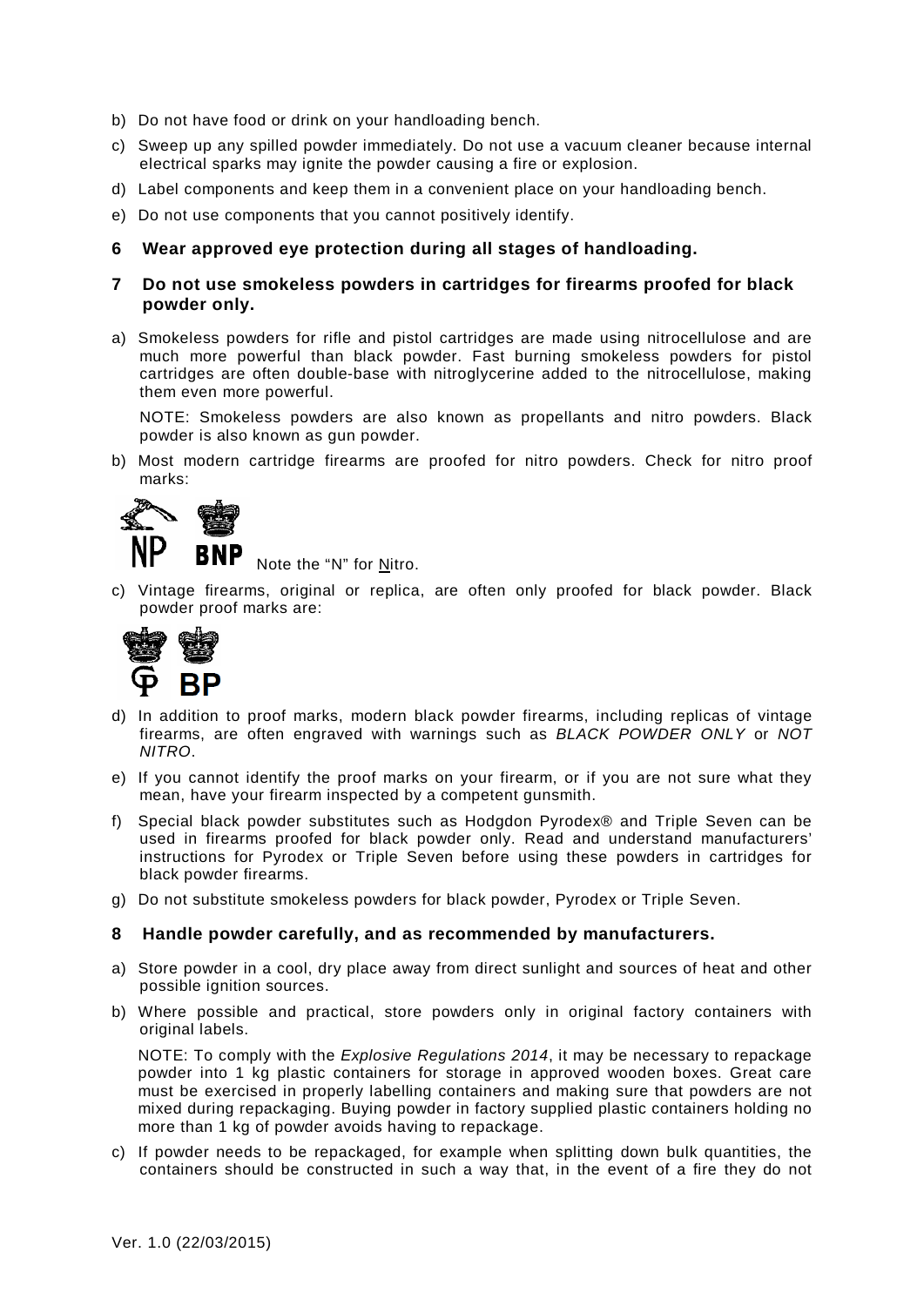b) Do not have food or drink on your handloading bench.

c) Sweep up any spilled powder immediately. Do not use a vacuum cleaner because internal electrical sparks may ignite the powder causing a fire or explosion.

d) Label components and keep them in a convenient place on your handloading bench.

e) Do not use components that you cannot positively identify.

**6 Wear approved eye protection during all stages of handloading.**

**7 Do not use smokeless powders in cartridges for firearms proofed for black powder only.**

a) Smokeless powders for rifle and pistol cartridges are made using nitrocellulose and are much more powerful than black powder. Fast burning smokeless powders for pistol cartridges are often double-base with nitroglycerine added to the nitrocellulose, making them even more powerful.

NOTE: Smokeless powders are also known as propellants and nitro powders. Black powder is also known as gun powder.

b) Most modern cartridge firearms are proofed for nitro powders. Check for nitro proof marks:

NP BNP Note the "N" for Nitro.

c) Vintage firearms, original or replica, are often only proofed for black powder. Black powder proof marks are:

BP

d) In addition to proof marks, modern black powder firearms, including replicas of vintage firearms, are often engraved with warnings such as *BLACK POWDER ONLY* or *NOT NITRO*.

e) If you cannot identify the proof marks on your firearm, or if you are not sure what they mean, have your firearm inspected by a competent gunsmith.

f) Special black powder substitutes such as Hodgdon Pyrodex® and Triple Seven can be used in firearms proofed for black powder only. Read and understand manufacturers' instructions for Pyrodex or Triple Seven before using these powders in cartridges for black powder firearms.

g) Do not substitute smokeless powders for black powder, Pyrodex or Triple Seven.

**8 Handle powder carefully, and as recommended by manufacturers.**

a) Store powder in a cool, dry place away from direct sunlight and sources of heat and other possible ignition sources.

b) Where possible and practical, store powders only in original factory containers with original labels.

NOTE: To comply with the *Explosive Regulations 2014*, it may be necessary to repackage powder into 1 kg plastic containers for storage in approved wooden boxes. Great care must be exercised in properly labelling containers and making sure that powders are not mixed during repackaging. Buying powder in factory supplied plastic containers holding no more than 1 kg of powder avoids having to repackage.

c) If powder needs to be repackaged, for example when splitting down bulk quantities, the containers should be constructed in such a way that, in the event of a fire they do not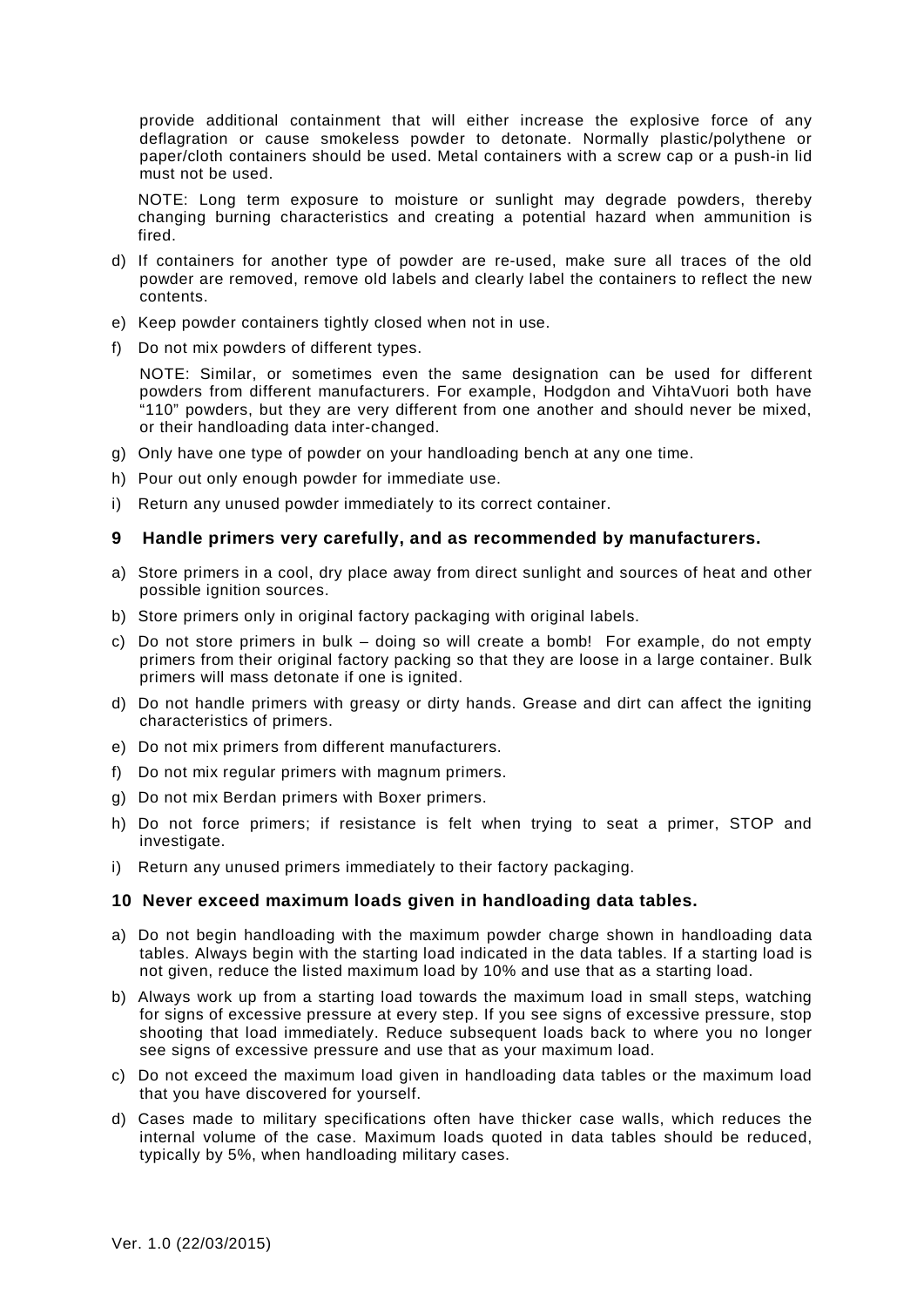provide additional containment that will either increase the explosive force of any deflagration or cause smokeless powder to detonate. Normally plastic/polythene or paper/cloth containers should be used. Metal containers with a screw cap or a push-in lid must not be used.

NOTE: Long term exposure to moisture or sunlight may degrade powders, thereby changing burning characteristics and creating a potential hazard when ammunition is fired.

d) If containers for another type of powder are re-used, make sure all traces of the old powder are removed, remove old labels and clearly label the containers to reflect the new contents.

e) Keep powder containers tightly closed when not in use.

f) Do not mix powders of different types.

NOTE: Similar, or sometimes even the same designation can be used for different powders from different manufacturers. For example, Hodgdon and VihtaVuori both have "110" powders, but they are very different from one another and should never be mixed, or their handloading data inter-changed.

g) Only have one type of powder on your handloading bench at any one time.

h) Pour out only enough powder for immediate use.

i) Return any unused powder immediately to its correct container.

## 9 Handle primers very carefully, and as recommended by manufacturers.

a) Store primers in a cool, dry place away from direct sunlight and sources of heat and other possible ignition sources.

b) Store primers only in original factory packaging with original labels.

c) Do not store primers in bulk – doing so will create a bomb! For example, do not empty primers from their original factory packing so that they are loose in a large container. Bulk primers will mass detonate if one is ignited.

d) Do not handle primers with greasy or dirty hands. Grease and dirt can affect the igniting characteristics of primers.

e) Do not mix primers from different manufacturers.

f) Do not mix regular primers with magnum primers.

g) Do not mix Berdan primers with Boxer primers.

h) Do not force primers; if resistance is felt when trying to seat a primer, STOP and investigate.

i) Return any unused primers immediately to their factory packaging.

## 10 Never exceed maximum loads given in handloading data tables.

a) Do not begin handloading with the maximum powder charge shown in handloading data tables. Always begin with the starting load indicated in the data tables. If a starting load is not given, reduce the listed maximum load by 10% and use that as a starting load.

b) Always work up from a starting load towards the maximum load in small steps, watching for signs of excessive pressure at every step. If you see signs of excessive pressure, stop shooting that load immediately. Reduce subsequent loads back to where you no longer see signs of excessive pressure and use that as your maximum load.

c) Do not exceed the maximum load given in handloading data tables or the maximum load that you have discovered for yourself.

d) Cases made to military specifications often have thicker case walls, which reduces the internal volume of the case. Maximum loads quoted in data tables should be reduced, typically by 5%, when handloading military cases.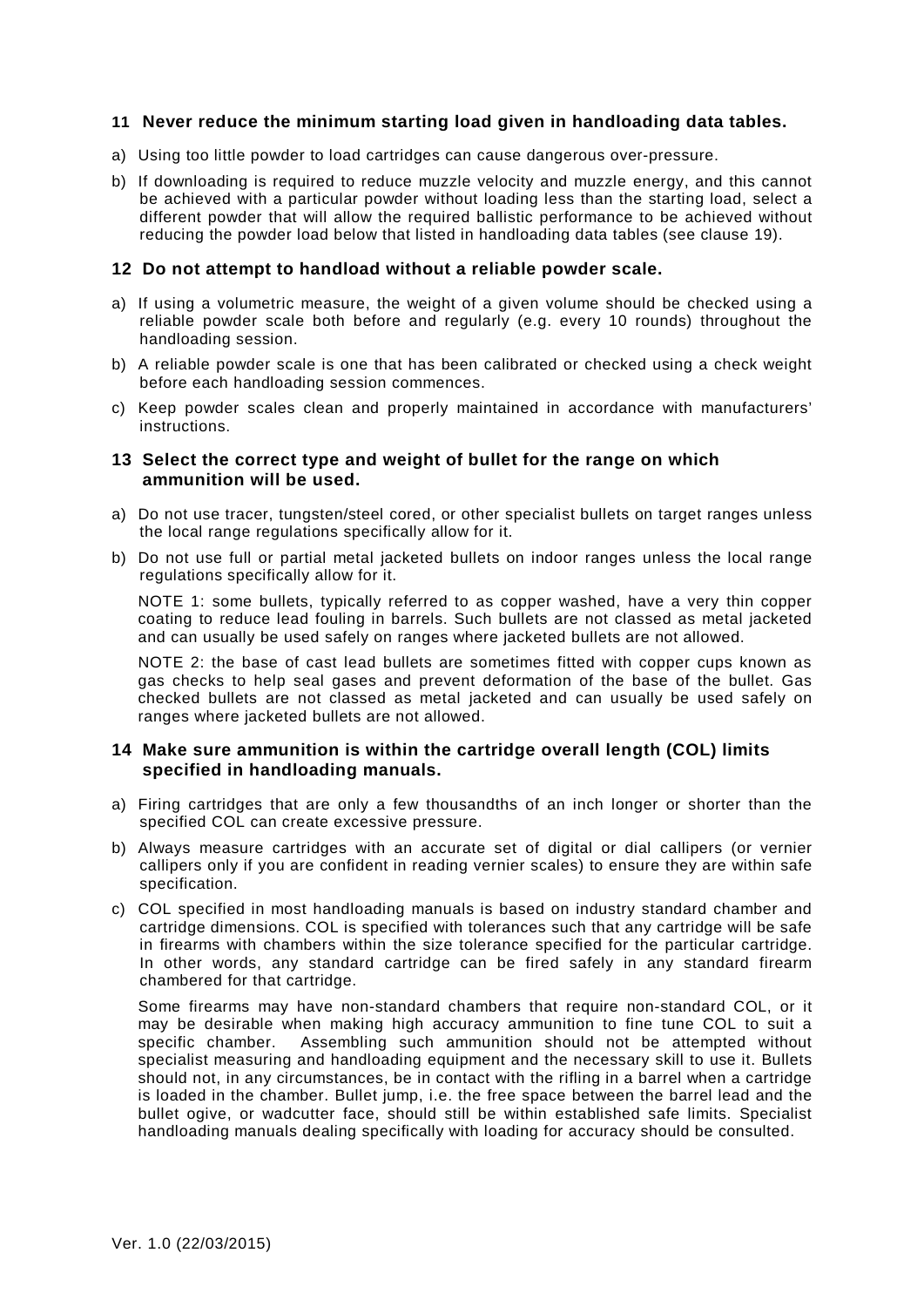## 11 Never reduce the minimum starting load given in handloading data tables.

a) Using too little powder to load cartridges can cause dangerous over-pressure.

b) If downloading is required to reduce muzzle velocity and muzzle energy, and this cannot be achieved with a particular powder without loading less than the starting load, select a different powder that will allow the required ballistic performance to be achieved without reducing the powder load below that listed in handloading data tables (see clause 19).

## 12 Do not attempt to handload without a reliable powder scale.

a) If using a volumetric measure, the weight of a given volume should be checked using a reliable powder scale both before and regularly (e.g. every 10 rounds) throughout the handloading session.

b) A reliable powder scale is one that has been calibrated or checked using a check weight before each handloading session commences.

c) Keep powder scales clean and properly maintained in accordance with manufacturers' instructions.

## 13 Select the correct type and weight of bullet for the range on which ammunition will be used.

a) Do not use tracer, tungsten/steel cored, or other specialist bullets on target ranges unless the local range regulations specifically allow for it.

b) Do not use full or partial metal jacketed bullets on indoor ranges unless the local range regulations specifically allow for it.

NOTE 1: some bullets, typically referred to as copper washed, have a very thin copper coating to reduce lead fouling in barrels. Such bullets are not classed as metal jacketed and can usually be used safely on ranges where jacketed bullets are not allowed.

NOTE 2: the base of cast lead bullets are sometimes fitted with copper cups known as gas checks to help seal gases and prevent deformation of the base of the bullet. Gas checked bullets are not classed as metal jacketed and can usually be used safely on ranges where jacketed bullets are not allowed.

## 14 Make sure ammunition is within the cartridge overall length (COL) limits specified in handloading manuals.

a) Firing cartridges that are only a few thousandths of an inch longer or shorter than the specified COL can create excessive pressure.

b) Always measure cartridges with an accurate set of digital or dial callipers (or vernier callipers only if you are confident in reading vernier scales) to ensure they are within safe specification.

c) COL specified in most handloading manuals is based on industry standard chamber and cartridge dimensions. COL is specified with tolerances such that any cartridge will be safe in firearms with chambers within the size tolerance specified for the particular cartridge. In other words, any standard cartridge can be fired safely in any standard firearm chambered for that cartridge.

Some firearms may have non-standard chambers that require non-standard COL, or it may be desirable when making high accuracy ammunition to fine tune COL to suit a specific chamber. Assembling such ammunition should not be attempted without specialist measuring and handloading equipment and the necessary skill to use it. Bullets should not, in any circumstances, be in contact with the rifling in a barrel when a cartridge is loaded in the chamber. Bullet jump, i.e. the free space between the barrel lead and the bullet ogive, or wadcutter face, should still be within established safe limits. Specialist handloading manuals dealing specifically with loading for accuracy should be consulted.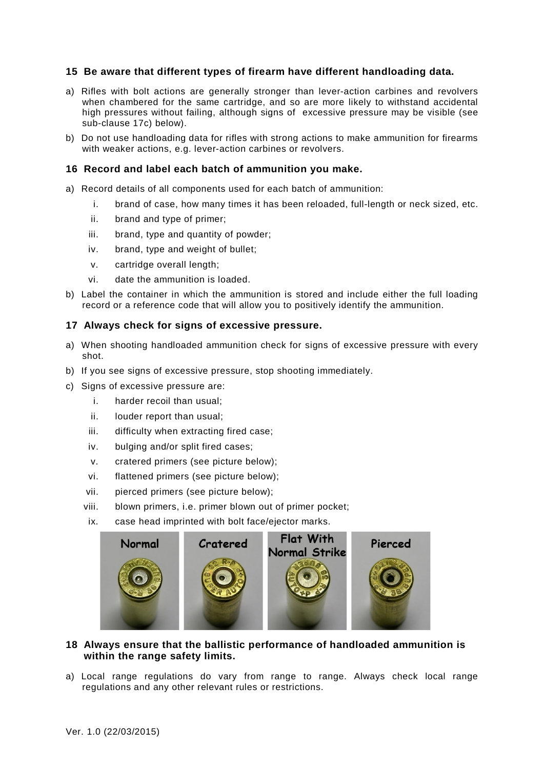## 15 Be aware that different types of firearm have different handloading data.

a) Rifles with bolt actions are generally stronger than lever-action carbines and revolvers when chambered for the same cartridge, and so are more likely to withstand accidental high pressures without failing, although signs of excessive pressure may be visible (see sub-clause 17c) below).

b) Do not use handloading data for rifles with strong actions to make ammunition for firearms with weaker actions, e.g. lever-action carbines or revolvers.

## 16 Record and label each batch of ammunition you make.

a) Record details of all components used for each batch of ammunition:

   i. brand of case, how many times it has been reloaded, full-length or neck sized, etc.

   ii. brand and type of primer;

   iii. brand, type and quantity of powder;

   iv. brand, type and weight of bullet;

   v. cartridge overall length;

   vi. date the ammunition is loaded.

b) Label the container in which the ammunition is stored and include either the full loading record or a reference code that will allow you to positively identify the ammunition.

## 17 Always check for signs of excessive pressure.

a) When shooting handloaded ammunition check for signs of excessive pressure with every shot.

b) If you see signs of excessive pressure, stop shooting immediately.

c) Signs of excessive pressure are:

   i. harder recoil than usual;

   ii. louder report than usual;

   iii. difficulty when extracting fired case;

   iv. bulging and/or split fired cases;

   v. cratered primers (see picture below);

   vi. flattened primers (see picture below);

   vii. pierced primers (see picture below);

   viii. blown primers, i.e. primer blown out of primer pocket;

   ix. case head imprinted with bolt face/ejector marks.

Normal | Cratered | Flat With Normal Strike | Pierced

## 18 Always ensure that the ballistic performance of handloaded ammunition is within the range safety limits.

a) Local range regulations do vary from range to range. Always check local range regulations and any other relevant rules or restrictions.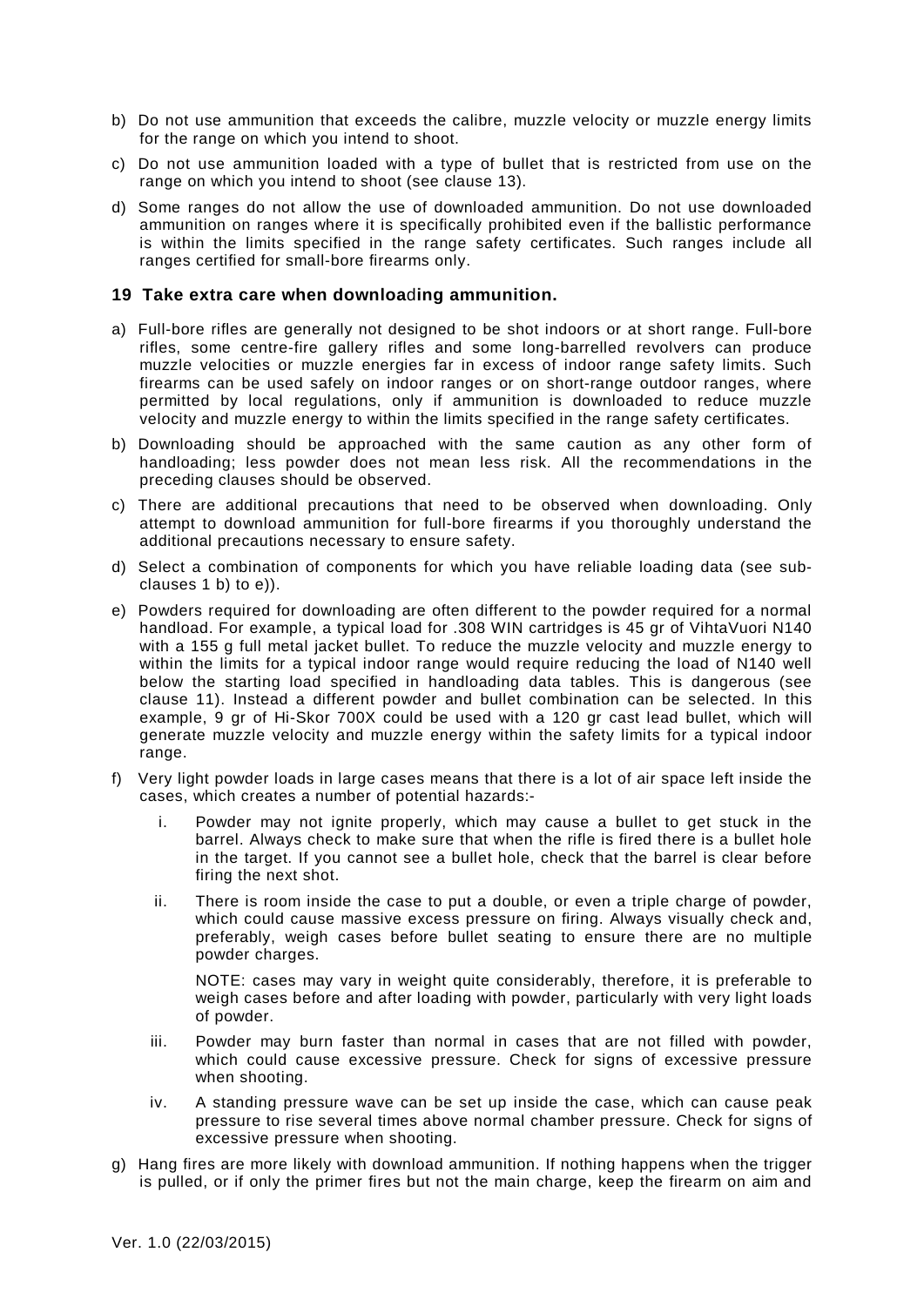b) Do not use ammunition that exceeds the calibre, muzzle velocity or muzzle energy limits for the range on which you intend to shoot.

c) Do not use ammunition loaded with a type of bullet that is restricted from use on the range on which you intend to shoot (see clause 13).

d) Some ranges do not allow the use of downloaded ammunition. Do not use downloaded ammunition on ranges where it is specifically prohibited even if the ballistic performance is within the limits specified in the range safety certificates. Such ranges include all ranges certified for small-bore firearms only.

## 19 Take extra care when downloading ammunition.

a) Full-bore rifles are generally not designed to be shot indoors or at short range. Full-bore rifles, some centre-fire gallery rifles and some long-barrelled revolvers can produce muzzle velocities or muzzle energies far in excess of indoor range safety limits. Such firearms can be used safely on indoor ranges or on short-range outdoor ranges, where permitted by local regulations, only if ammunition is downloaded to reduce muzzle velocity and muzzle energy to within the limits specified in the range safety certificates.

b) Downloading should be approached with the same caution as any other form of handloading; less powder does not mean less risk. All the recommendations in the preceding clauses should be observed.

c) There are additional precautions that need to be observed when downloading. Only attempt to download ammunition for full-bore firearms if you thoroughly understand the additional precautions necessary to ensure safety.

d) Select a combination of components for which you have reliable loading data (see sub-clauses 1 b) to e)).

e) Powders required for downloading are often different to the powder required for a normal handload. For example, a typical load for .308 WIN cartridges is 45 gr of VihtaVuori N140 with a 155 g full metal jacket bullet. To reduce the muzzle velocity and muzzle energy to within the limits for a typical indoor range would require reducing the load of N140 well below the starting load specified in handloading data tables. This is dangerous (see clause 11). Instead a different powder and bullet combination can be selected. In this example, 9 gr of Hi-Skor 700X could be used with a 120 gr cast lead bullet, which will generate muzzle velocity and muzzle energy within the safety limits for a typical indoor range.

f) Very light powder loads in large cases means that there is a lot of air space left inside the cases, which creates a number of potential hazards:-

   i. Powder may not ignite properly, which may cause a bullet to get stuck in the barrel. Always check to make sure that when the rifle is fired there is a bullet hole in the target. If you cannot see a bullet hole, check that the barrel is clear before firing the next shot.

   ii. There is room inside the case to put a double, or even a triple charge of powder, which could cause massive excess pressure on firing. Always visually check and, preferably, weigh cases before bullet seating to ensure there are no multiple powder charges.

   NOTE: cases may vary in weight quite considerably, therefore, it is preferable to weigh cases before and after loading with powder, particularly with very light loads of powder.

   iii. Powder may burn faster than normal in cases that are not filled with powder, which could cause excessive pressure. Check for signs of excessive pressure when shooting.

   iv. A standing pressure wave can be set up inside the case, which can cause peak pressure to rise several times above normal chamber pressure. Check for signs of excessive pressure when shooting.

g) Hang fires are more likely with download ammunition. If nothing happens when the trigger is pulled, or if only the primer fires but not the main charge, keep the firearm on aim and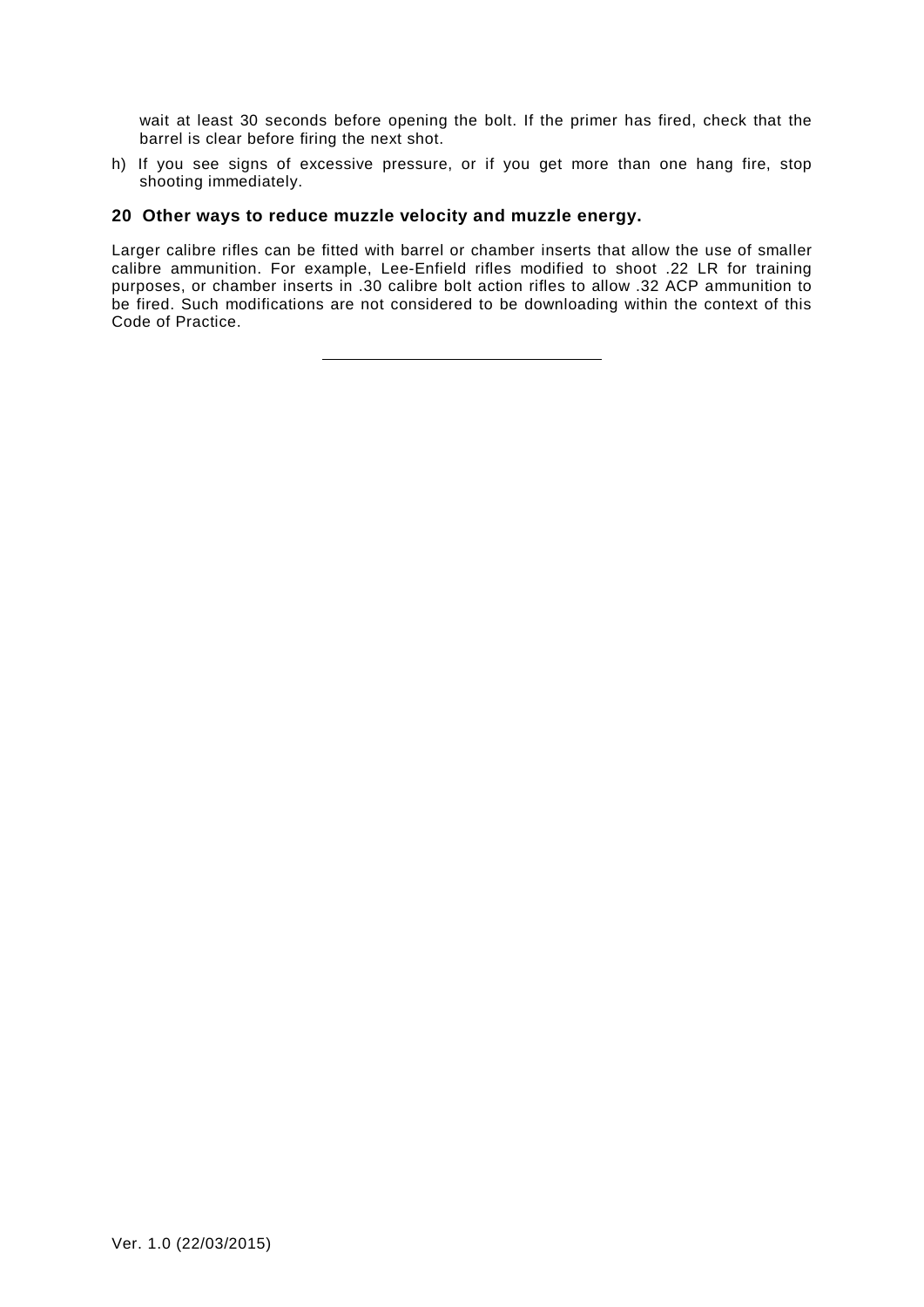wait at least 30 seconds before opening the bolt. If the primer has fired, check that the barrel is clear before firing the next shot.

h) If you see signs of excessive pressure, or if you get more than one hang fire, stop shooting immediately.

## 20 Other ways to reduce muzzle velocity and muzzle energy.

Larger calibre rifles can be fitted with barrel or chamber inserts that allow the use of smaller calibre ammunition. For example, Lee-Enfield rifles modified to shoot .22 LR for training purposes, or chamber inserts in .30 calibre bolt action rifles to allow .32 ACP ammunition to be fired. Such modifications are not considered to be downloading within the context of this Code of Practice.

---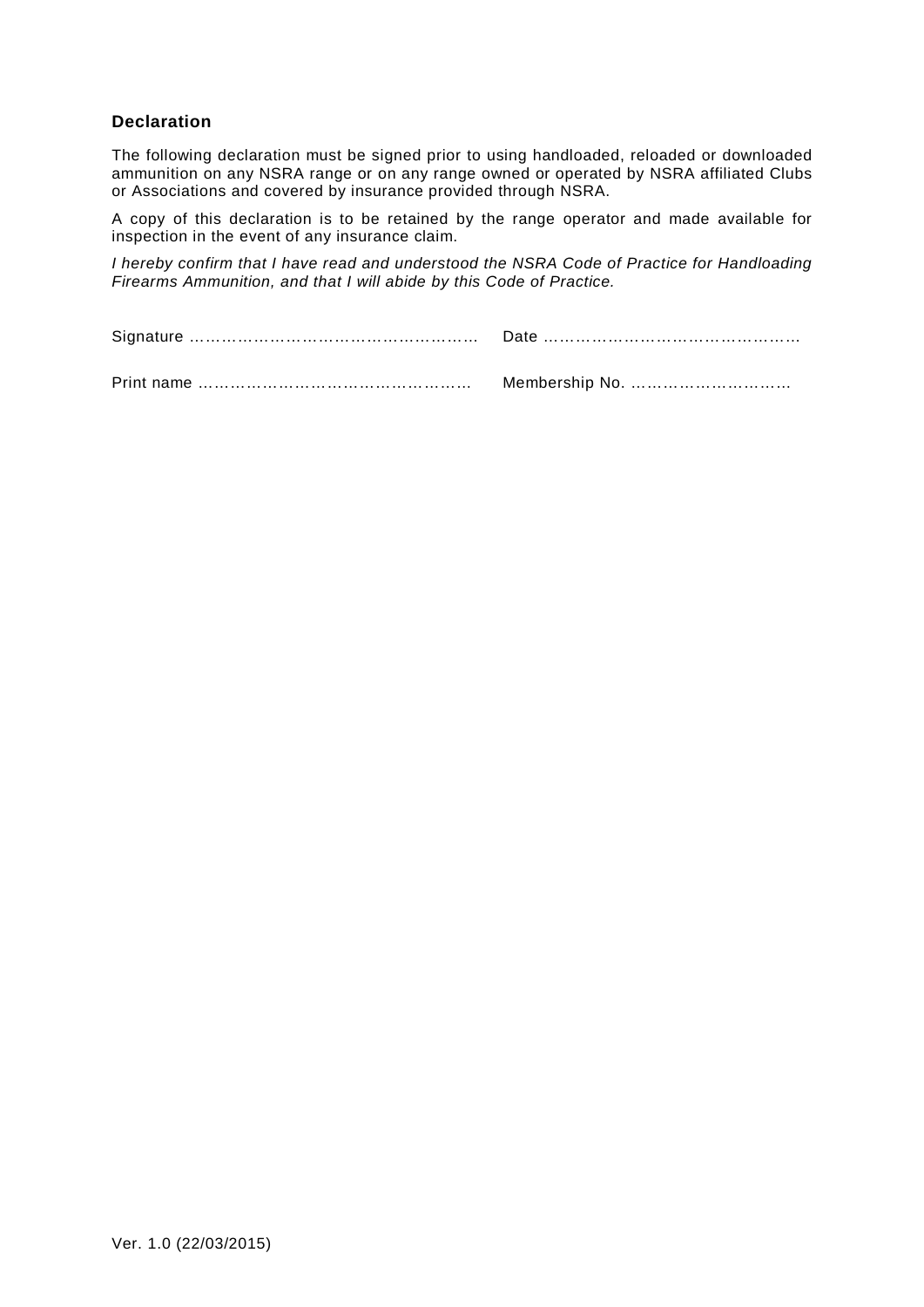### Declaration

The following declaration must be signed prior to using handloaded, reloaded or downloaded ammunition on any NSRA range or on any range owned or operated by NSRA affiliated Clubs or Associations and covered by insurance provided through NSRA.

A copy of this declaration is to be retained by the range operator and made available for inspection in the event of any insurance claim.

*I hereby confirm that I have read and understood the NSRA Code of Practice for Handloading Firearms Ammunition, and that I will abide by this Code of Practice.*

Signature …………………………………………… Date ………………………………………

Print name ………………………………………… Membership No. …………………………

Ver. 1.0 (22/03/2015)